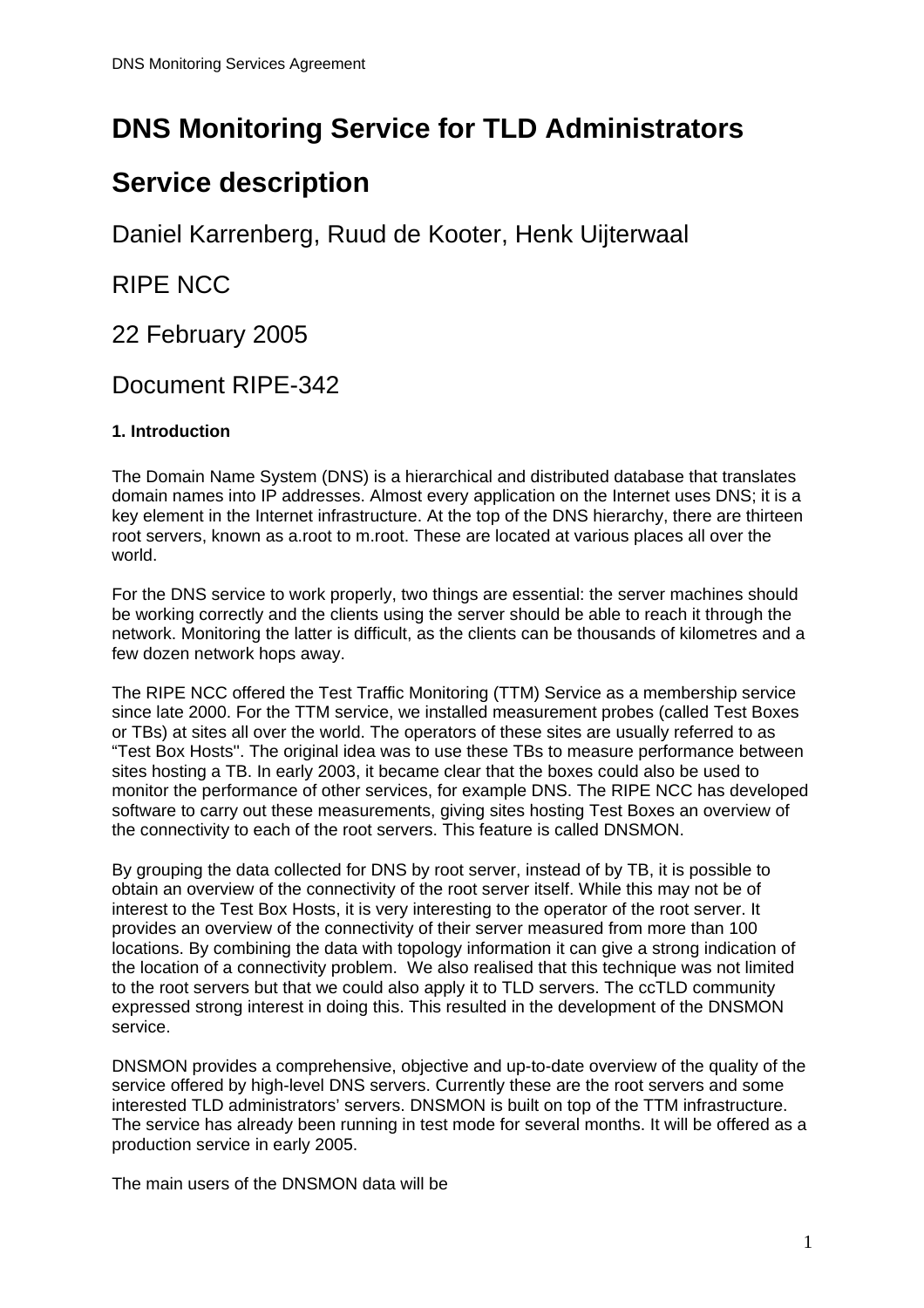# DNS Monitoring Service for TLD Administrators

# Service description

Daniel Karrenberg, Ruud de Kooter, Henk Uijterwaal

RIPE NCC

22 February 2005

Document RIPE-342

### 1. Introduction

The Domain Name System (DNS) is a hierarchical and distributed database that translates domain names into IP addresses. Almost every application on the Internet uses DNS; it is a key element in the Internet infrastructure. At the top of the DNS hierarchy, there are thirteen root servers, known as a.root to m.root. These are located at various places all over the world.

For the DNS service to work properly, two things are essential: the server machines should be working correctly and the clients using the server should be able to reach it through the network. Monitoring the latter is difficult, as the clients can be thousands of kilometres and a few dozen network hops away.

The RIPE NCC offered the Test Traffic Monitoring (TTM) Service as a membership service since late 2000. For the TTM service, we installed measurement probes (called Test Boxes or TBs) at sites all over the world. The operators of these sites are usually referred to as "Test Box Hosts". The original idea was to use these TBs to measure performance between sites hosting a TB. In early 2003, it became clear that the boxes could also be used to monitor the performance of other services, for example DNS. The RIPE NCC has developed software to carry out these measurements, giving sites hosting Test Boxes an overview of the connectivity to each of the root servers. This feature is called DNSMON.

By grouping the data collected for DNS by root server, instead of by TB, it is possible to obtain an overview of the connectivity of the root server itself. While this may not be of interest to the Test Box Hosts, it is very interesting to the operator of the root server. It provides an overview of the connectivity of their server measured from more than 100 locations. By combining the data with topology information it can give a strong indication of the location of a connectivity problem. We also realised that this technique was not limited to the root servers but that we could also apply it to TLD servers. The ccTLD community expressed strong interest in doing this. This resulted in the development of the DNSMON service.

DNSMON provides a comprehensive, objective and up-to-date overview of the quality of the service offered by high-level DNS servers. Currently these are the root servers and some interested TLD administrators' servers. DNSMON is built on top of the TTM infrastructure. The service has already been running in test mode for several months. It will be offered as a production service in early 2005.

The main users of the DNSMON data will be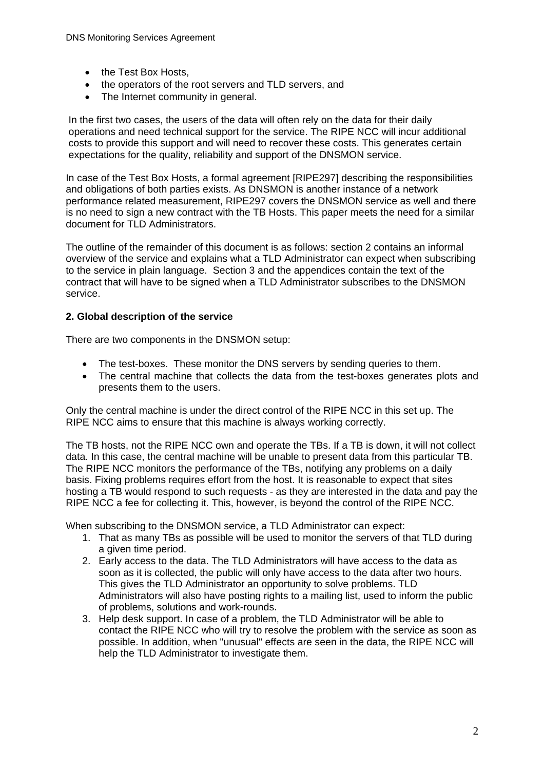- the Test Box Hosts,
- the operators of the root servers and TLD servers, and
- The Internet community in general.

In the first two cases, the users of the data will often rely on the data for their daily operations and need technical support for the service. The RIPE NCC will incur additional costs to provide this support and will need to recover these costs. This generates certain expectations for the quality, reliability and support of the DNSMON service.

In case of the Test Box Hosts, a formal agreement [RIPE297] describing the responsibilities and obligations of both parties exists. As DNSMON is another instance of a network performance related measurement, RIPE297 covers the DNSMON service as well and there is no need to sign a new contract with the TB Hosts. This paper meets the need for a similar document for TLD Administrators.

The outline of the remainder of this document is as follows: section 2 contains an informal overview of the service and explains what a TLD Administrator can expect when subscribing to the service in plain language. Section 3 and the appendices contain the text of the contract that will have to be signed when a TLD Administrator subscribes to the DNSMON service.

## 2. Global description of the service

There are two components in the DNSMON setup:

- The test-boxes. These monitor the DNS servers by sending queries to them.
- The central machine that collects the data from the test-boxes generates plots and presents them to the users.

Only the central machine is under the direct control of the RIPE NCC in this set up. The RIPE NCC aims to ensure that this machine is always working correctly.

The TB hosts, not the RIPE NCC own and operate the TBs. If a TB is down, it will not collect data. In this case, the central machine will be unable to present data from this particular TB. The RIPE NCC monitors the performance of the TBs, notifying any problems on a daily basis. Fixing problems requires effort from the host. It is reasonable to expect that sites hosting a TB would respond to such requests - as they are interested in the data and pay the RIPE NCC a fee for collecting it. This, however, is beyond the control of the RIPE NCC.

When subscribing to the DNSMON service, a TLD Administrator can expect:

1. That as many TBs as possible will be used to monitor the servers of that TLD during a given time period.
2. Early access to the data. The TLD Administrators will have access to the data as soon as it is collected, the public will only have access to the data after two hours. This gives the TLD Administrator an opportunity to solve problems. TLD Administrators will also have posting rights to a mailing list, used to inform the public of problems, solutions and work-rounds.
3. Help desk support. In case of a problem, the TLD Administrator will be able to contact the RIPE NCC who will try to resolve the problem with the service as soon as possible. In addition, when "unusual" effects are seen in the data, the RIPE NCC will help the TLD Administrator to investigate them.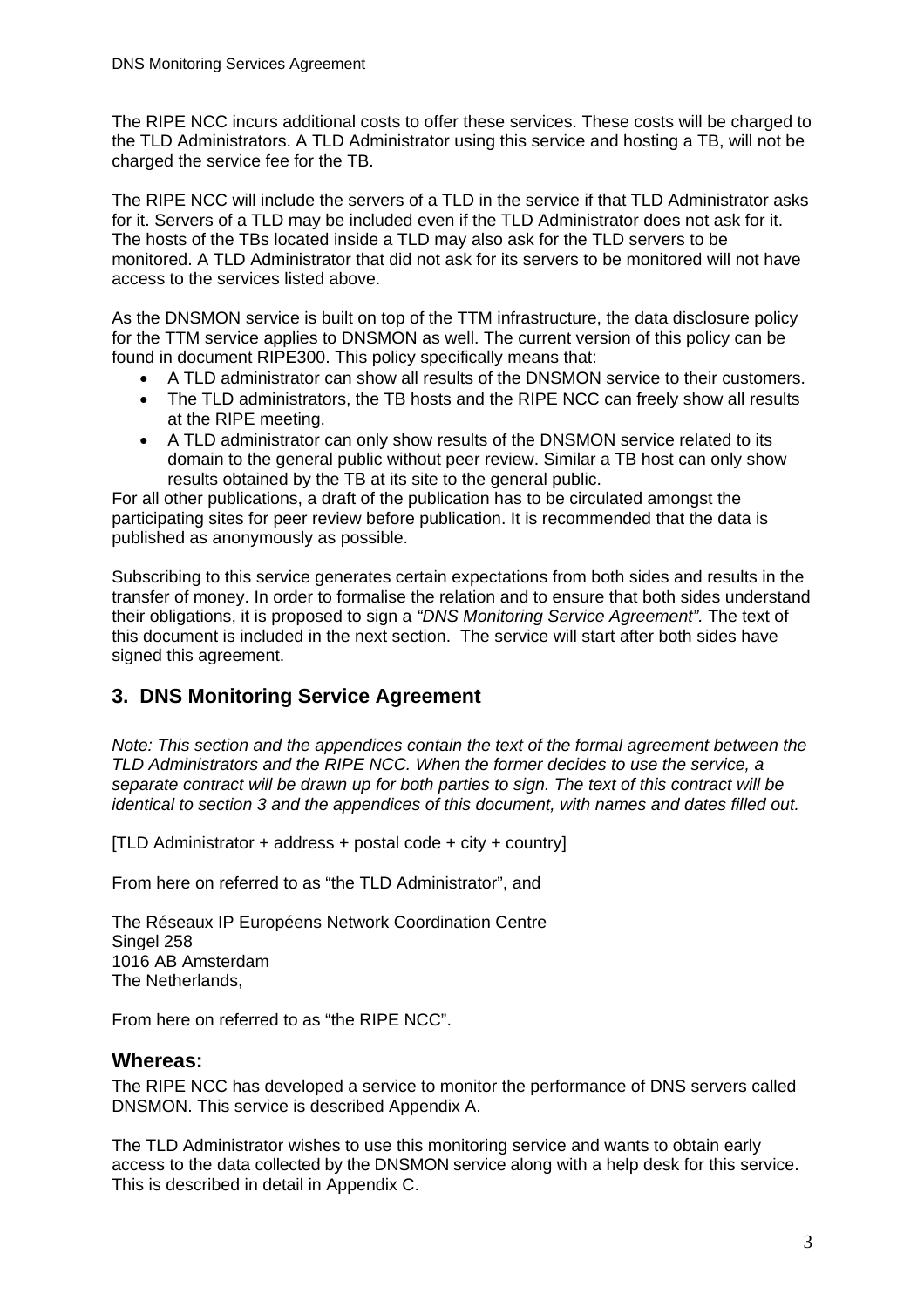The RIPE NCC incurs additional costs to offer these services. These costs will be charged to the TLD Administrators. A TLD Administrator using this service and hosting a TB, will not be charged the service fee for the TB.

The RIPE NCC will include the servers of a TLD in the service if that TLD Administrator asks for it. Servers of a TLD may be included even if the TLD Administrator does not ask for it. The hosts of the TBs located inside a TLD may also ask for the TLD servers to be monitored. A TLD Administrator that did not ask for its servers to be monitored will not have access to the services listed above.

As the DNSMON service is built on top of the TTM infrastructure, the data disclosure policy for the TTM service applies to DNSMON as well. The current version of this policy can be found in document RIPE300. This policy specifically means that:

- A TLD administrator can show all results of the DNSMON service to their customers.
- The TLD administrators, the TB hosts and the RIPE NCC can freely show all results at the RIPE meeting.
- A TLD administrator can only show results of the DNSMON service related to its domain to the general public without peer review. Similar a TB host can only show results obtained by the TB at its site to the general public.

For all other publications, a draft of the publication has to be circulated amongst the participating sites for peer review before publication. It is recommended that the data is published as anonymously as possible.

Subscribing to this service generates certain expectations from both sides and results in the transfer of money. In order to formalise the relation and to ensure that both sides understand their obligations, it is proposed to sign a *"DNS Monitoring Service Agreement".* The text of this document is included in the next section. The service will start after both sides have signed this agreement.

## 3. DNS Monitoring Service Agreement

*Note: This section and the appendices contain the text of the formal agreement between the TLD Administrators and the RIPE NCC. When the former decides to use the service, a separate contract will be drawn up for both parties to sign. The text of this contract will be identical to section 3 and the appendices of this document, with names and dates filled out.*

[TLD Administrator + address + postal code + city + country]

From here on referred to as "the TLD Administrator", and

The Réseaux IP Européens Network Coordination Centre
Singel 258
1016 AB Amsterdam
The Netherlands,

From here on referred to as "the RIPE NCC".

### Whereas:

The RIPE NCC has developed a service to monitor the performance of DNS servers called DNSMON. This service is described Appendix A.

The TLD Administrator wishes to use this monitoring service and wants to obtain early access to the data collected by the DNSMON service along with a help desk for this service. This is described in detail in Appendix C.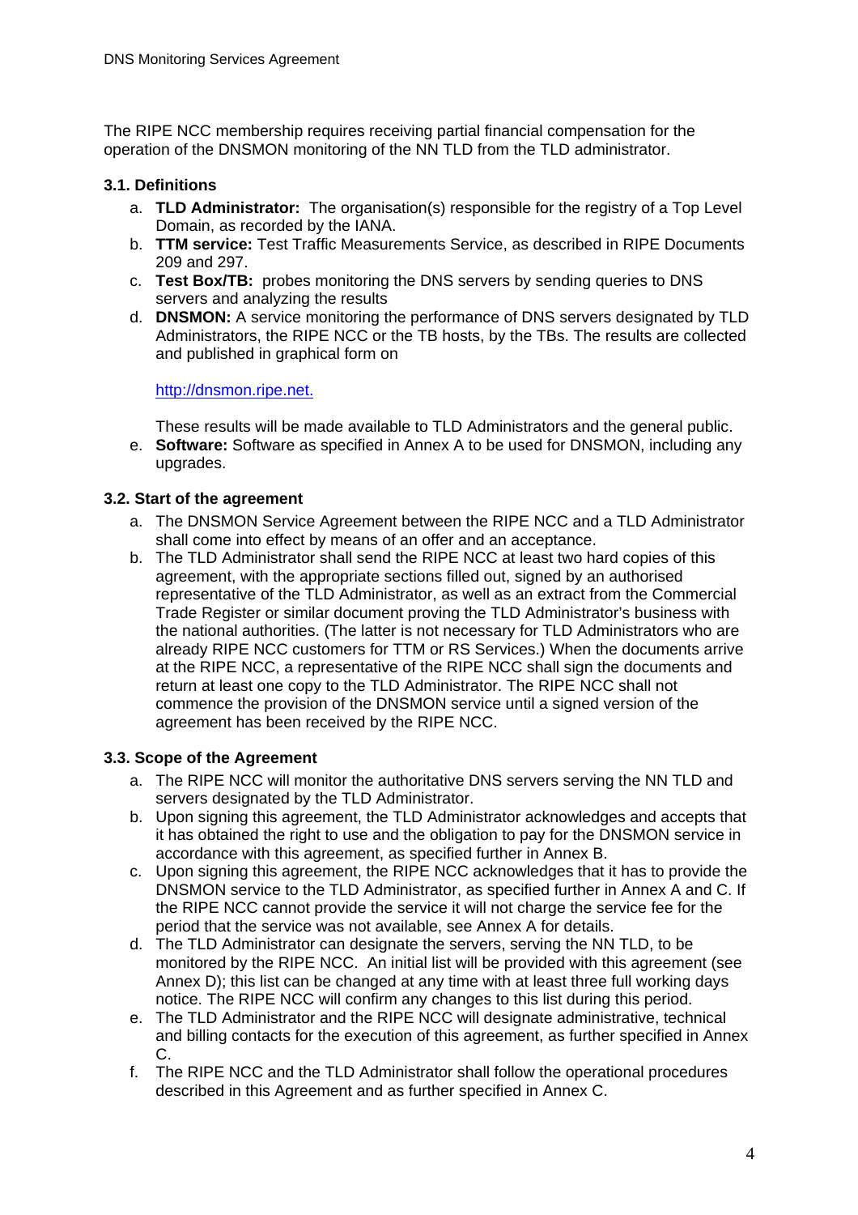The RIPE NCC membership requires receiving partial financial compensation for the operation of the DNSMON monitoring of the NN TLD from the TLD administrator.

### 3.1. Definitions

a. **TLD Administrator:** The organisation(s) responsible for the registry of a Top Level Domain, as recorded by the IANA.
b. **TTM service:** Test Traffic Measurements Service, as described in RIPE Documents 209 and 297.
c. **Test Box/TB:** probes monitoring the DNS servers by sending queries to DNS servers and analyzing the results
d. **DNSMON:** A service monitoring the performance of DNS servers designated by TLD Administrators, the RIPE NCC or the TB hosts, by the TBs. The results are collected and published in graphical form on

   http://dnsmon.ripe.net.

   These results will be made available to TLD Administrators and the general public.
e. **Software:** Software as specified in Annex A to be used for DNSMON, including any upgrades.

### 3.2. Start of the agreement

a. The DNSMON Service Agreement between the RIPE NCC and a TLD Administrator shall come into effect by means of an offer and an acceptance.
b. The TLD Administrator shall send the RIPE NCC at least two hard copies of this agreement, with the appropriate sections filled out, signed by an authorised representative of the TLD Administrator, as well as an extract from the Commercial Trade Register or similar document proving the TLD Administrator's business with the national authorities. (The latter is not necessary for TLD Administrators who are already RIPE NCC customers for TTM or RS Services.) When the documents arrive at the RIPE NCC, a representative of the RIPE NCC shall sign the documents and return at least one copy to the TLD Administrator. The RIPE NCC shall not commence the provision of the DNSMON service until a signed version of the agreement has been received by the RIPE NCC.

### 3.3. Scope of the Agreement

a. The RIPE NCC will monitor the authoritative DNS servers serving the NN TLD and servers designated by the TLD Administrator.
b. Upon signing this agreement, the TLD Administrator acknowledges and accepts that it has obtained the right to use and the obligation to pay for the DNSMON service in accordance with this agreement, as specified further in Annex B.
c. Upon signing this agreement, the RIPE NCC acknowledges that it has to provide the DNSMON service to the TLD Administrator, as specified further in Annex A and C. If the RIPE NCC cannot provide the service it will not charge the service fee for the period that the service was not available, see Annex A for details.
d. The TLD Administrator can designate the servers, serving the NN TLD, to be monitored by the RIPE NCC. An initial list will be provided with this agreement (see Annex D); this list can be changed at any time with at least three full working days notice. The RIPE NCC will confirm any changes to this list during this period.
e. The TLD Administrator and the RIPE NCC will designate administrative, technical and billing contacts for the execution of this agreement, as further specified in Annex C.
f. The RIPE NCC and the TLD Administrator shall follow the operational procedures described in this Agreement and as further specified in Annex C.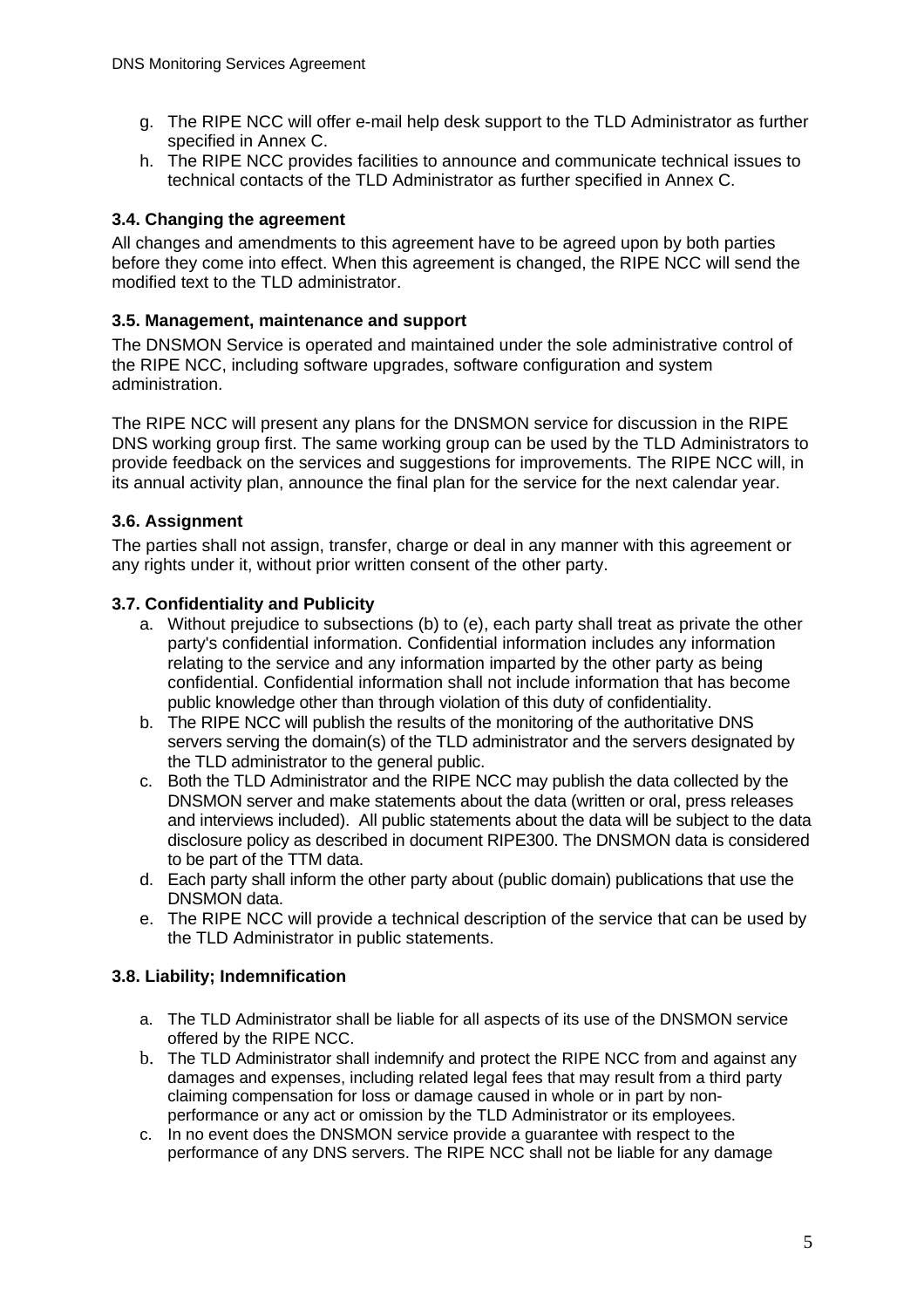g. The RIPE NCC will offer e-mail help desk support to the TLD Administrator as further specified in Annex C.
h. The RIPE NCC provides facilities to announce and communicate technical issues to technical contacts of the TLD Administrator as further specified in Annex C.

### 3.4. Changing the agreement

All changes and amendments to this agreement have to be agreed upon by both parties before they come into effect. When this agreement is changed, the RIPE NCC will send the modified text to the TLD administrator.

### 3.5. Management, maintenance and support

The DNSMON Service is operated and maintained under the sole administrative control of the RIPE NCC, including software upgrades, software configuration and system administration.

The RIPE NCC will present any plans for the DNSMON service for discussion in the RIPE DNS working group first. The same working group can be used by the TLD Administrators to provide feedback on the services and suggestions for improvements. The RIPE NCC will, in its annual activity plan, announce the final plan for the service for the next calendar year.

### 3.6. Assignment

The parties shall not assign, transfer, charge or deal in any manner with this agreement or any rights under it, without prior written consent of the other party.

### 3.7. Confidentiality and Publicity

a. Without prejudice to subsections (b) to (e), each party shall treat as private the other party's confidential information. Confidential information includes any information relating to the service and any information imparted by the other party as being confidential. Confidential information shall not include information that has become public knowledge other than through violation of this duty of confidentiality.
b. The RIPE NCC will publish the results of the monitoring of the authoritative DNS servers serving the domain(s) of the TLD administrator and the servers designated by the TLD administrator to the general public.
c. Both the TLD Administrator and the RIPE NCC may publish the data collected by the DNSMON server and make statements about the data (written or oral, press releases and interviews included). All public statements about the data will be subject to the data disclosure policy as described in document RIPE300. The DNSMON data is considered to be part of the TTM data.
d. Each party shall inform the other party about (public domain) publications that use the DNSMON data.
e. The RIPE NCC will provide a technical description of the service that can be used by the TLD Administrator in public statements.

### 3.8. Liability; Indemnification

a. The TLD Administrator shall be liable for all aspects of its use of the DNSMON service offered by the RIPE NCC.
b. The TLD Administrator shall indemnify and protect the RIPE NCC from and against any damages and expenses, including related legal fees that may result from a third party claiming compensation for loss or damage caused in whole or in part by non-performance or any act or omission by the TLD Administrator or its employees.
c. In no event does the DNSMON service provide a guarantee with respect to the performance of any DNS servers. The RIPE NCC shall not be liable for any damage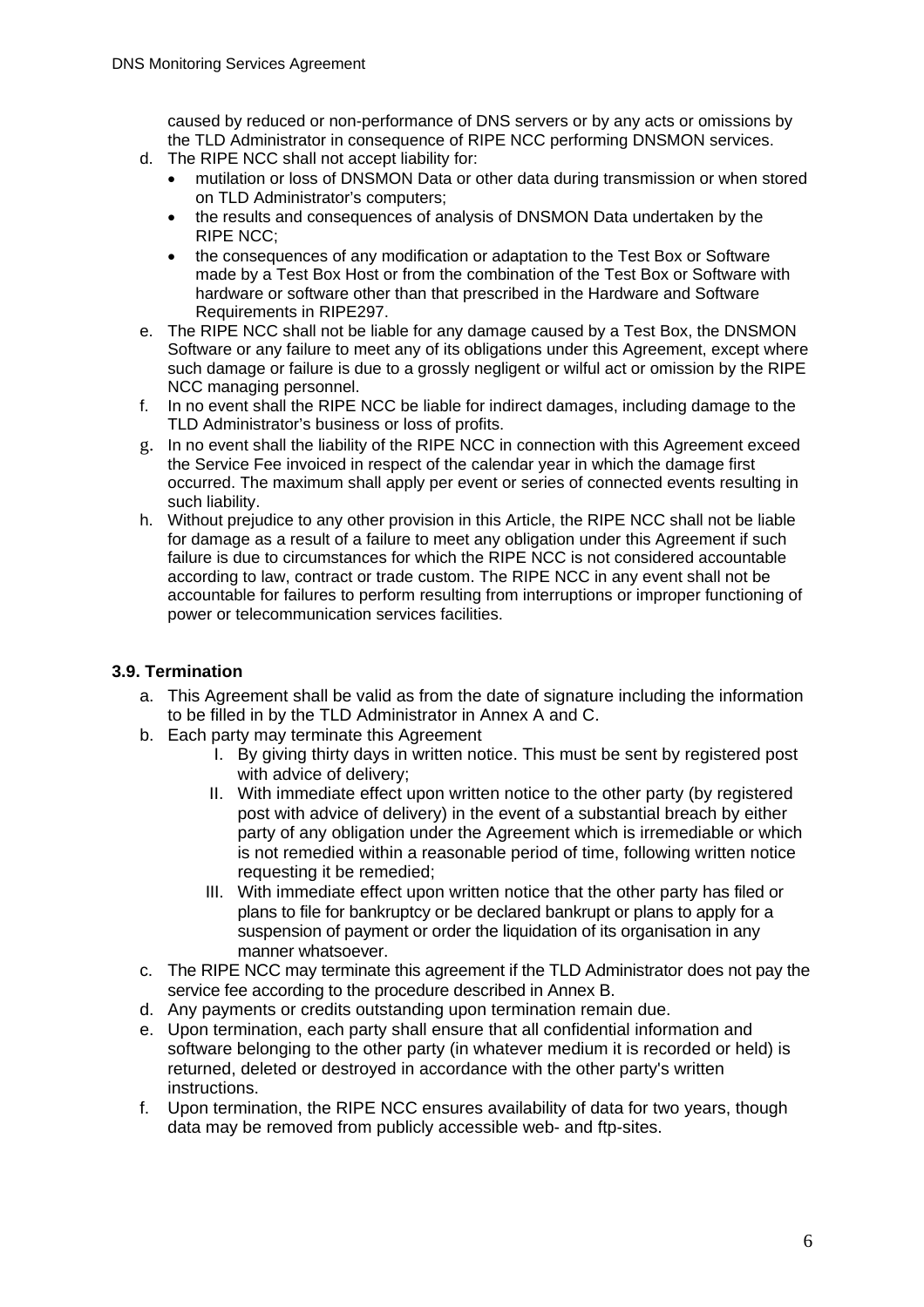caused by reduced or non-performance of DNS servers or by any acts or omissions by the TLD Administrator in consequence of RIPE NCC performing DNSMON services.

d. The RIPE NCC shall not accept liability for:
   - mutilation or loss of DNSMON Data or other data during transmission or when stored on TLD Administrator's computers;
   - the results and consequences of analysis of DNSMON Data undertaken by the RIPE NCC;
   - the consequences of any modification or adaptation to the Test Box or Software made by a Test Box Host or from the combination of the Test Box or Software with hardware or software other than that prescribed in the Hardware and Software Requirements in RIPE297.

e. The RIPE NCC shall not be liable for any damage caused by a Test Box, the DNSMON Software or any failure to meet any of its obligations under this Agreement, except where such damage or failure is due to a grossly negligent or wilful act or omission by the RIPE NCC managing personnel.

f. In no event shall the RIPE NCC be liable for indirect damages, including damage to the TLD Administrator's business or loss of profits.

g. In no event shall the liability of the RIPE NCC in connection with this Agreement exceed the Service Fee invoiced in respect of the calendar year in which the damage first occurred. The maximum shall apply per event or series of connected events resulting in such liability.

h. Without prejudice to any other provision in this Article, the RIPE NCC shall not be liable for damage as a result of a failure to meet any obligation under this Agreement if such failure is due to circumstances for which the RIPE NCC is not considered accountable according to law, contract or trade custom. The RIPE NCC in any event shall not be accountable for failures to perform resulting from interruptions or improper functioning of power or telecommunication services facilities.

### 3.9. Termination

a. This Agreement shall be valid as from the date of signature including the information to be filled in by the TLD Administrator in Annex A and C.

b. Each party may terminate this Agreement
   - I. By giving thirty days in written notice. This must be sent by registered post with advice of delivery;
   - II. With immediate effect upon written notice to the other party (by registered post with advice of delivery) in the event of a substantial breach by either party of any obligation under the Agreement which is irremediable or which is not remedied within a reasonable period of time, following written notice requesting it be remedied;
   - III. With immediate effect upon written notice that the other party has filed or plans to file for bankruptcy or be declared bankrupt or plans to apply for a suspension of payment or order the liquidation of its organisation in any manner whatsoever.

c. The RIPE NCC may terminate this agreement if the TLD Administrator does not pay the service fee according to the procedure described in Annex B.

d. Any payments or credits outstanding upon termination remain due.

e. Upon termination, each party shall ensure that all confidential information and software belonging to the other party (in whatever medium it is recorded or held) is returned, deleted or destroyed in accordance with the other party's written instructions.

f. Upon termination, the RIPE NCC ensures availability of data for two years, though data may be removed from publicly accessible web- and ftp-sites.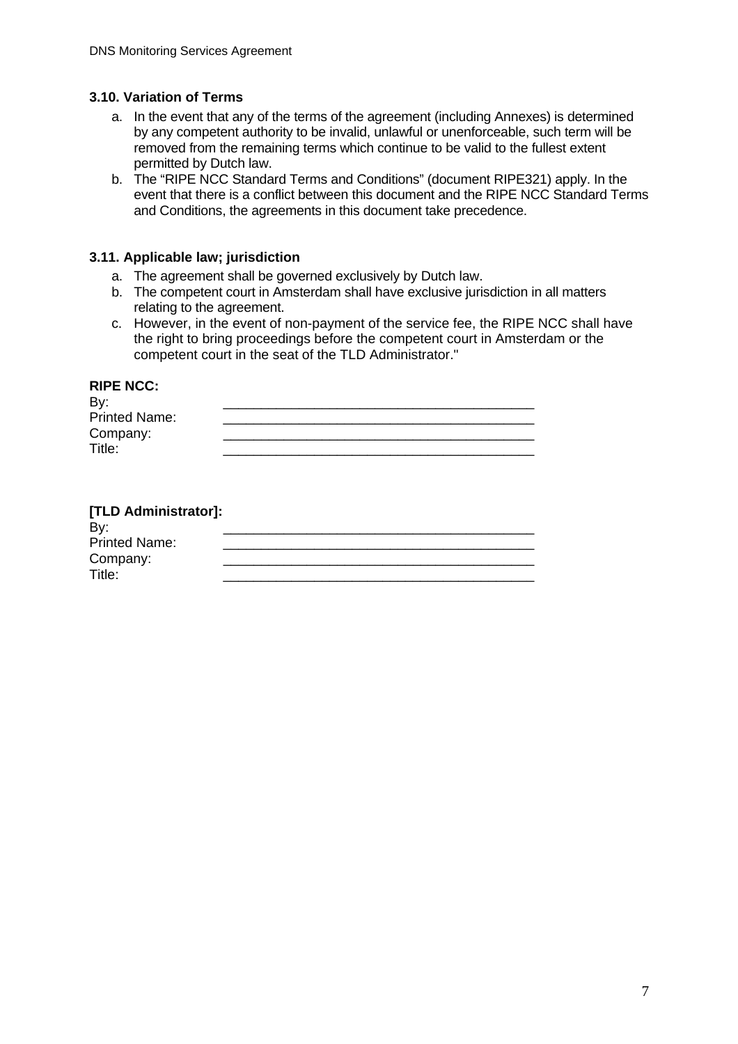### 3.10. Variation of Terms

a. In the event that any of the terms of the agreement (including Annexes) is determined by any competent authority to be invalid, unlawful or unenforceable, such term will be removed from the remaining terms which continue to be valid to the fullest extent permitted by Dutch law.
b. The "RIPE NCC Standard Terms and Conditions" (document RIPE321) apply. In the event that there is a conflict between this document and the RIPE NCC Standard Terms and Conditions, the agreements in this document take precedence.

### 3.11. Applicable law; jurisdiction

a. The agreement shall be governed exclusively by Dutch law.
b. The competent court in Amsterdam shall have exclusive jurisdiction in all matters relating to the agreement.
c. However, in the event of non-payment of the service fee, the RIPE NCC shall have the right to bring proceedings before the competent court in Amsterdam or the competent court in the seat of the TLD Administrator."

**RIPE NCC:**

By: ______________________________________

Printed Name: ______________________________________

Company: ______________________________________

Title: ______________________________________

**[TLD Administrator]:**

By: ______________________________________

Printed Name: ______________________________________

Company: ______________________________________

Title: ______________________________________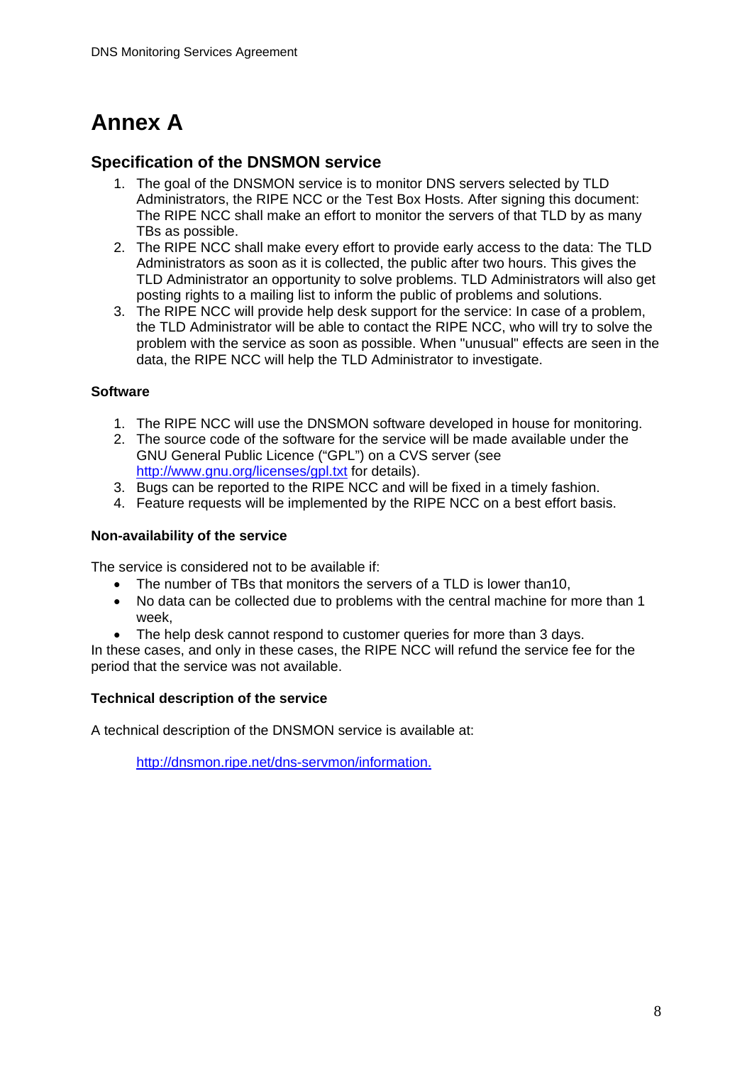# Annex A

## Specification of the DNSMON service

1. The goal of the DNSMON service is to monitor DNS servers selected by TLD Administrators, the RIPE NCC or the Test Box Hosts. After signing this document: The RIPE NCC shall make an effort to monitor the servers of that TLD by as many TBs as possible.
2. The RIPE NCC shall make every effort to provide early access to the data: The TLD Administrators as soon as it is collected, the public after two hours. This gives the TLD Administrator an opportunity to solve problems. TLD Administrators will also get posting rights to a mailing list to inform the public of problems and solutions.
3. The RIPE NCC will provide help desk support for the service: In case of a problem, the TLD Administrator will be able to contact the RIPE NCC, who will try to solve the problem with the service as soon as possible. When "unusual" effects are seen in the data, the RIPE NCC will help the TLD Administrator to investigate.

**Software**

1. The RIPE NCC will use the DNSMON software developed in house for monitoring.
2. The source code of the software for the service will be made available under the GNU General Public Licence ("GPL") on a CVS server (see http://www.gnu.org/licenses/gpl.txt for details).
3. Bugs can be reported to the RIPE NCC and will be fixed in a timely fashion.
4. Feature requests will be implemented by the RIPE NCC on a best effort basis.

**Non-availability of the service**

The service is considered not to be available if:

- The number of TBs that monitors the servers of a TLD is lower than10,
- No data can be collected due to problems with the central machine for more than 1 week,
- The help desk cannot respond to customer queries for more than 3 days.

In these cases, and only in these cases, the RIPE NCC will refund the service fee for the period that the service was not available.

**Technical description of the service**

A technical description of the DNSMON service is available at:

http://dnsmon.ripe.net/dns-servmon/information.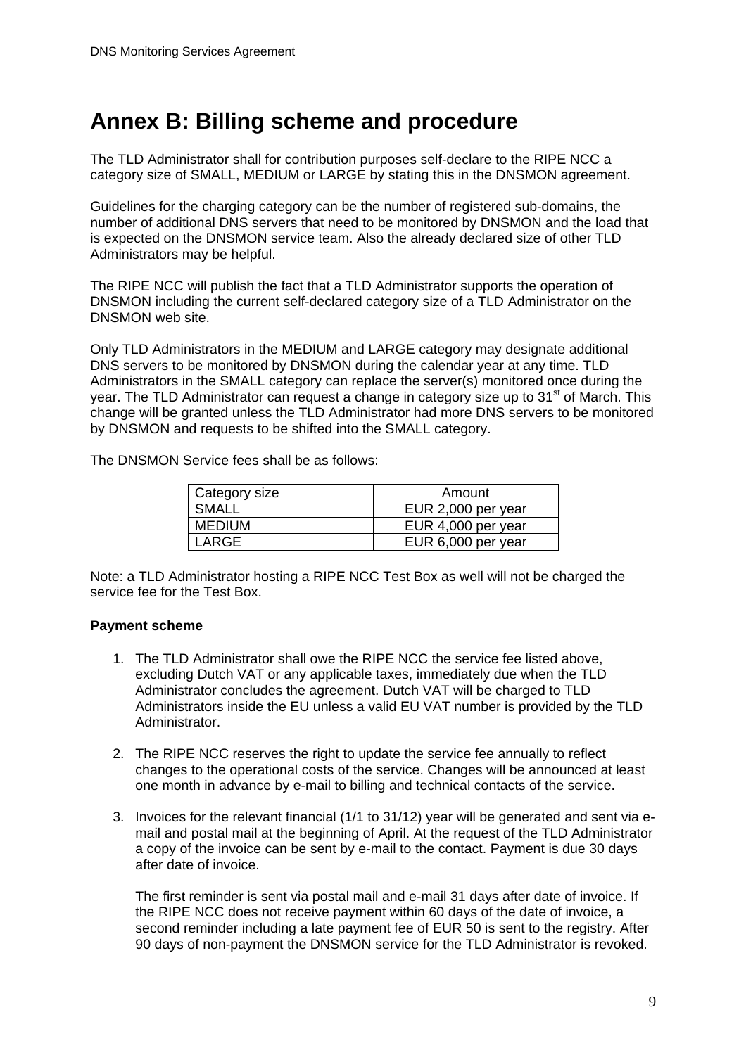# Annex B: Billing scheme and procedure

The TLD Administrator shall for contribution purposes self-declare to the RIPE NCC a category size of SMALL, MEDIUM or LARGE by stating this in the DNSMON agreement.

Guidelines for the charging category can be the number of registered sub-domains, the number of additional DNS servers that need to be monitored by DNSMON and the load that is expected on the DNSMON service team. Also the already declared size of other TLD Administrators may be helpful.

The RIPE NCC will publish the fact that a TLD Administrator supports the operation of DNSMON including the current self-declared category size of a TLD Administrator on the DNSMON web site.

Only TLD Administrators in the MEDIUM and LARGE category may designate additional DNS servers to be monitored by DNSMON during the calendar year at any time. TLD Administrators in the SMALL category can replace the server(s) monitored once during the year. The TLD Administrator can request a change in category size up to 31st of March. This change will be granted unless the TLD Administrator had more DNS servers to be monitored by DNSMON and requests to be shifted into the SMALL category.

The DNSMON Service fees shall be as follows:

| Category size | Amount |
|---|---|
| SMALL | EUR 2,000 per year |
| MEDIUM | EUR 4,000 per year |
| LARGE | EUR 6,000 per year |

Note: a TLD Administrator hosting a RIPE NCC Test Box as well will not be charged the service fee for the Test Box.

**Payment scheme**

1. The TLD Administrator shall owe the RIPE NCC the service fee listed above, excluding Dutch VAT or any applicable taxes, immediately due when the TLD Administrator concludes the agreement. Dutch VAT will be charged to TLD Administrators inside the EU unless a valid EU VAT number is provided by the TLD Administrator.

2. The RIPE NCC reserves the right to update the service fee annually to reflect changes to the operational costs of the service. Changes will be announced at least one month in advance by e-mail to billing and technical contacts of the service.

3. Invoices for the relevant financial (1/1 to 31/12) year will be generated and sent via e-mail and postal mail at the beginning of April. At the request of the TLD Administrator a copy of the invoice can be sent by e-mail to the contact. Payment is due 30 days after date of invoice.

   The first reminder is sent via postal mail and e-mail 31 days after date of invoice. If the RIPE NCC does not receive payment within 60 days of the date of invoice, a second reminder including a late payment fee of EUR 50 is sent to the registry. After 90 days of non-payment the DNSMON service for the TLD Administrator is revoked.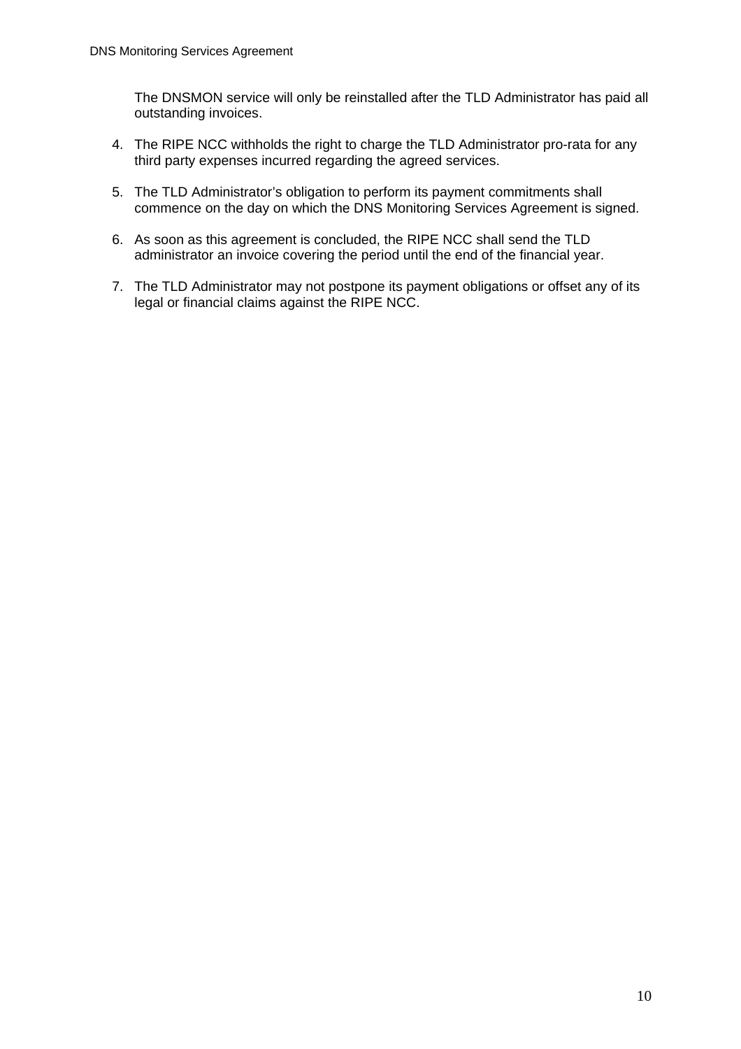The DNSMON service will only be reinstalled after the TLD Administrator has paid all outstanding invoices.

4. The RIPE NCC withholds the right to charge the TLD Administrator pro-rata for any third party expenses incurred regarding the agreed services.

5. The TLD Administrator's obligation to perform its payment commitments shall commence on the day on which the DNS Monitoring Services Agreement is signed.

6. As soon as this agreement is concluded, the RIPE NCC shall send the TLD administrator an invoice covering the period until the end of the financial year.

7. The TLD Administrator may not postpone its payment obligations or offset any of its legal or financial claims against the RIPE NCC.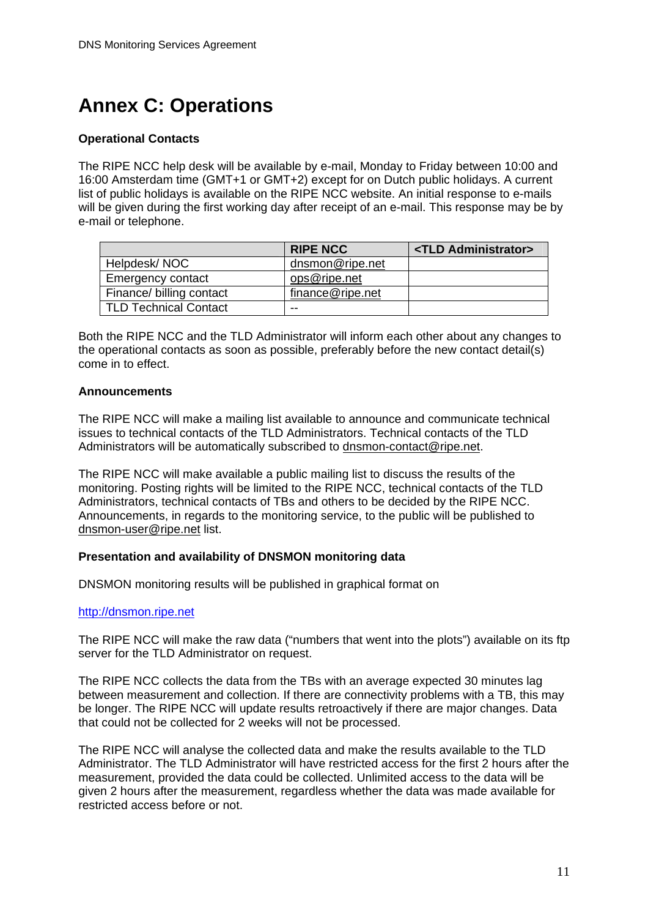# Annex C: Operations

**Operational Contacts**

The RIPE NCC help desk will be available by e-mail, Monday to Friday between 10:00 and 16:00 Amsterdam time (GMT+1 or GMT+2) except for on Dutch public holidays. A current list of public holidays is available on the RIPE NCC website. An initial response to e-mails will be given during the first working day after receipt of an e-mail. This response may be by e-mail or telephone.

| | RIPE NCC | <TLD Administrator> |
|---|---|---|
| Helpdesk/ NOC | dnsmon@ripe.net | |
| Emergency contact | ops@ripe.net | |
| Finance/ billing contact | finance@ripe.net | |
| TLD Technical Contact | -- | |

Both the RIPE NCC and the TLD Administrator will inform each other about any changes to the operational contacts as soon as possible, preferably before the new contact detail(s) come in to effect.

**Announcements**

The RIPE NCC will make a mailing list available to announce and communicate technical issues to technical contacts of the TLD Administrators. Technical contacts of the TLD Administrators will be automatically subscribed to dnsmon-contact@ripe.net.

The RIPE NCC will make available a public mailing list to discuss the results of the monitoring. Posting rights will be limited to the RIPE NCC, technical contacts of the TLD Administrators, technical contacts of TBs and others to be decided by the RIPE NCC. Announcements, in regards to the monitoring service, to the public will be published to dnsmon-user@ripe.net list.

**Presentation and availability of DNSMON monitoring data**

DNSMON monitoring results will be published in graphical format on

http://dnsmon.ripe.net

The RIPE NCC will make the raw data ("numbers that went into the plots") available on its ftp server for the TLD Administrator on request.

The RIPE NCC collects the data from the TBs with an average expected 30 minutes lag between measurement and collection. If there are connectivity problems with a TB, this may be longer. The RIPE NCC will update results retroactively if there are major changes. Data that could not be collected for 2 weeks will not be processed.

The RIPE NCC will analyse the collected data and make the results available to the TLD Administrator. The TLD Administrator will have restricted access for the first 2 hours after the measurement, provided the data could be collected. Unlimited access to the data will be given 2 hours after the measurement, regardless whether the data was made available for restricted access before or not.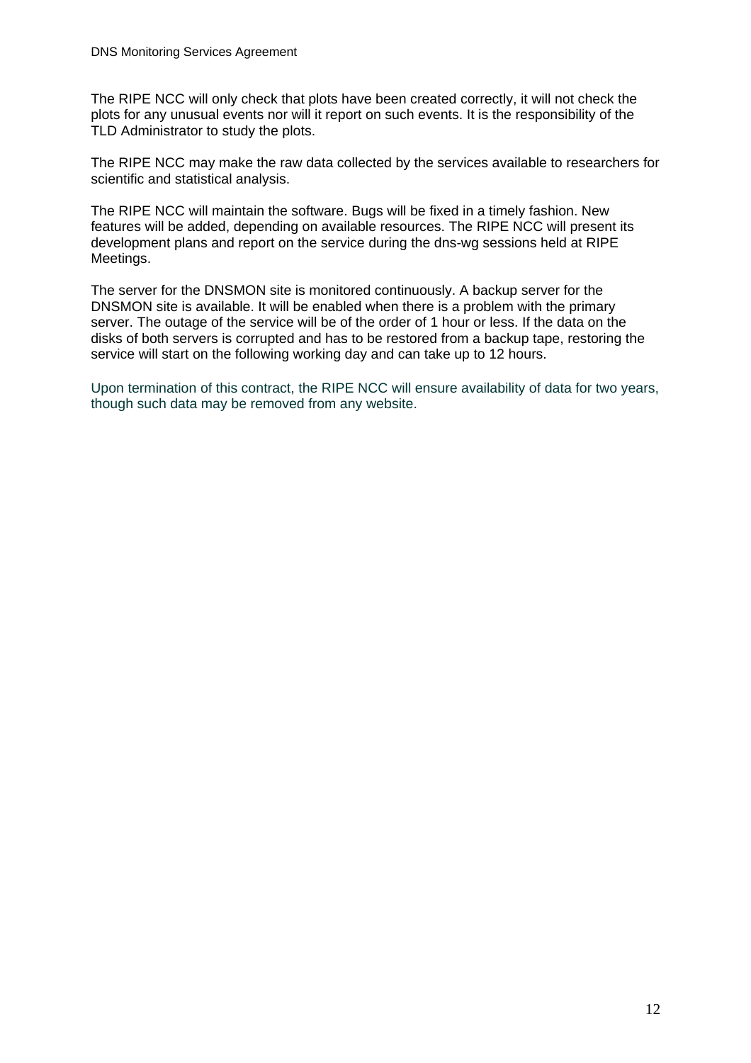The RIPE NCC will only check that plots have been created correctly, it will not check the plots for any unusual events nor will it report on such events. It is the responsibility of the TLD Administrator to study the plots.

The RIPE NCC may make the raw data collected by the services available to researchers for scientific and statistical analysis.

The RIPE NCC will maintain the software. Bugs will be fixed in a timely fashion. New features will be added, depending on available resources. The RIPE NCC will present its development plans and report on the service during the dns-wg sessions held at RIPE Meetings.

The server for the DNSMON site is monitored continuously. A backup server for the DNSMON site is available. It will be enabled when there is a problem with the primary server. The outage of the service will be of the order of 1 hour or less. If the data on the disks of both servers is corrupted and has to be restored from a backup tape, restoring the service will start on the following working day and can take up to 12 hours.

Upon termination of this contract, the RIPE NCC will ensure availability of data for two years, though such data may be removed from any website.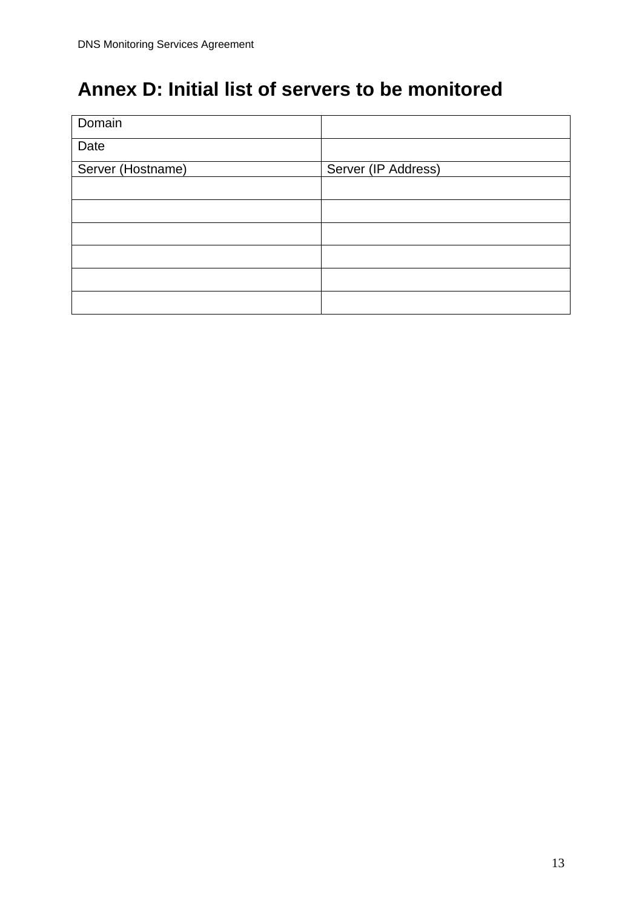# Annex D: Initial list of servers to be monitored

| | |
|---|---|
| Domain | |
| Date | |
| Server (Hostname) | Server (IP Address) |
| | |
| | |
| | |
| | |
| | |
| | |